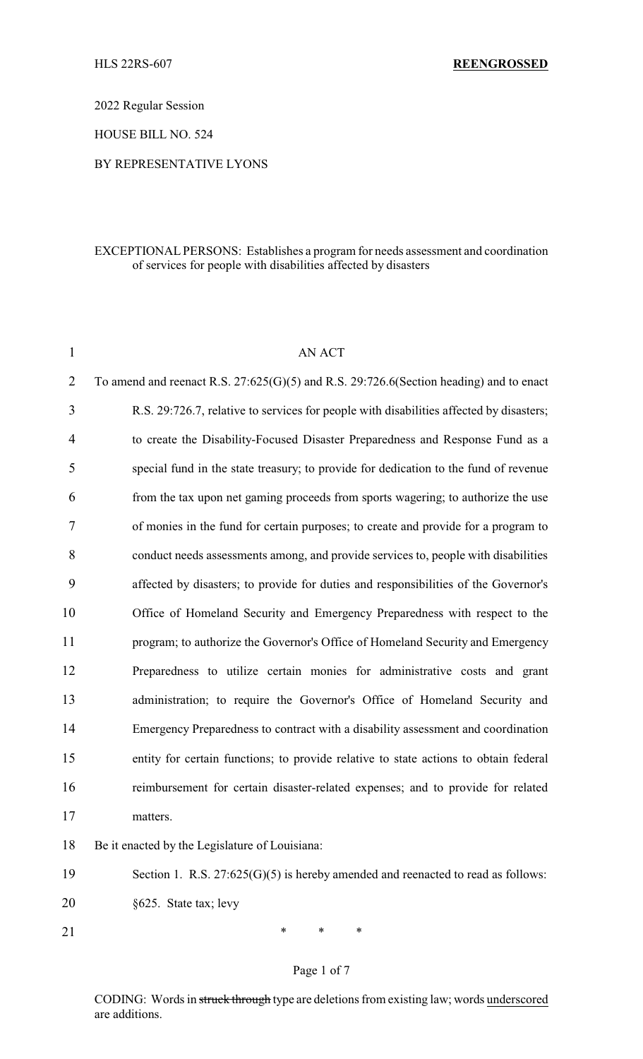HLS 22RS-607 **REENGROSSED**

2022 Regular Session

HOUSE BILL NO. 524

BY REPRESENTATIVE LYONS

EXCEPTIONAL PERSONS: Establishes a program for needs assessment and coordination of services for people with disabilities affected by disasters

AN ACT

To amend and reenact R.S. 27:625(G)(5) and R.S. 29:726.6(Section heading) and to enact R.S. 29:726.7, relative to services for people with disabilities affected by disasters; to create the Disability-Focused Disaster Preparedness and Response Fund as a special fund in the state treasury; to provide for dedication to the fund of revenue from the tax upon net gaming proceeds from sports wagering; to authorize the use of monies in the fund for certain purposes; to create and provide for a program to conduct needs assessments among, and provide services to, people with disabilities affected by disasters; to provide for duties and responsibilities of the Governor's Office of Homeland Security and Emergency Preparedness with respect to the program; to authorize the Governor's Office of Homeland Security and Emergency Preparedness to utilize certain monies for administrative costs and grant administration; to require the Governor's Office of Homeland Security and Emergency Preparedness to contract with a disability assessment and coordination entity for certain functions; to provide relative to state actions to obtain federal reimbursement for certain disaster-related expenses; and to provide for related matters.

Be it enacted by the Legislature of Louisiana:

Section 1. R.S. 27:625(G)(5) is hereby amended and reenacted to read as follows:

§625. State tax; levy

\* \* \*

CODING: Words in ~~struck through~~ type are deletions from existing law; words underscored are additions.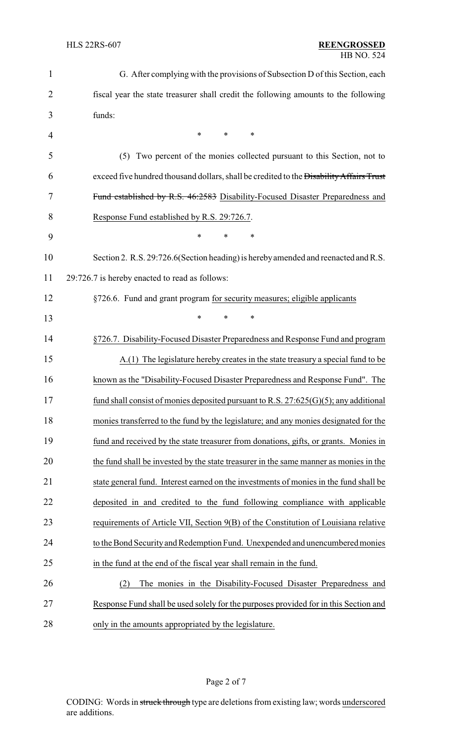G. After complying with the provisions of Subsection D of this Section, each fiscal year the state treasurer shall credit the following amounts to the following funds:

\* \* \*

(5) Two percent of the monies collected pursuant to this Section, not to exceed five hundred thousand dollars, shall be credited to the ~~Disability Affairs Trust Fund established by R.S. 46:2583~~ Disability-Focused Disaster Preparedness and Response Fund established by R.S. 29:726.7.

\* \* \*

Section 2. R.S. 29:726.6(Section heading) is hereby amended and reenacted and R.S. 29:726.7 is hereby enacted to read as follows:

§726.6. Fund and grant program for security measures; eligible applicants

\* \* \*

§726.7. Disability-Focused Disaster Preparedness and Response Fund and program

A.(1) The legislature hereby creates in the state treasury a special fund to be known as the "Disability-Focused Disaster Preparedness and Response Fund". The fund shall consist of monies deposited pursuant to R.S. 27:625(G)(5); any additional monies transferred to the fund by the legislature; and any monies designated for the fund and received by the state treasurer from donations, gifts, or grants. Monies in the fund shall be invested by the state treasurer in the same manner as monies in the state general fund. Interest earned on the investments of monies in the fund shall be deposited in and credited to the fund following compliance with applicable requirements of Article VII, Section 9(B) of the Constitution of Louisiana relative to the Bond Security and Redemption Fund. Unexpended and unencumbered monies in the fund at the end of the fiscal year shall remain in the fund.

(2) The monies in the Disability-Focused Disaster Preparedness and Response Fund shall be used solely for the purposes provided for in this Section and only in the amounts appropriated by the legislature.

CODING: Words in ~~struck through~~ type are deletions from existing law; words underscored are additions.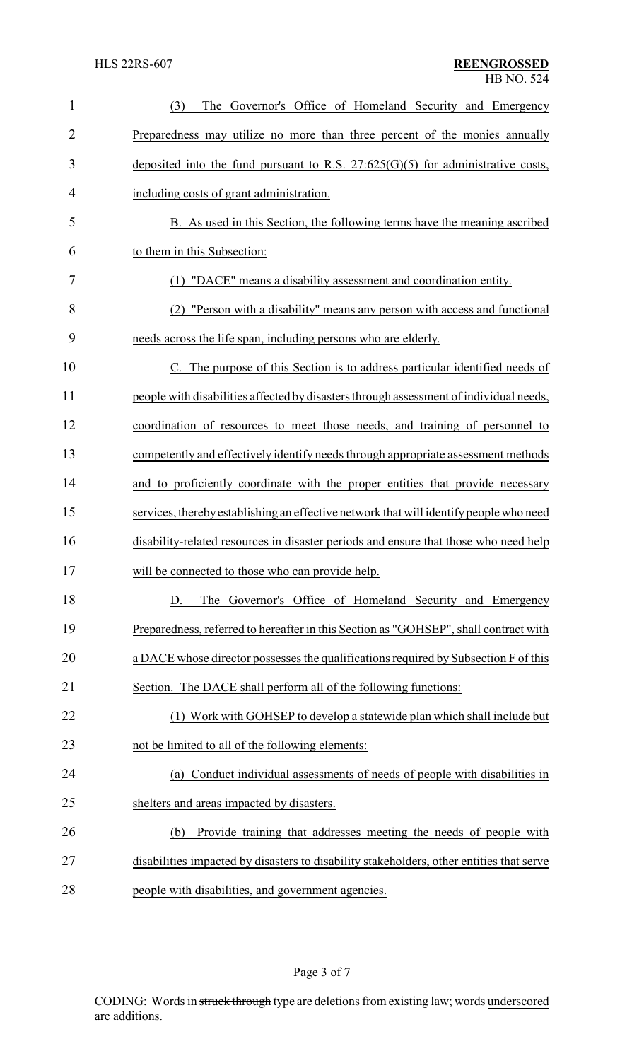(3) The Governor's Office of Homeland Security and Emergency Preparedness may utilize no more than three percent of the monies annually deposited into the fund pursuant to R.S. 27:625(G)(5) for administrative costs, including costs of grant administration.

B. As used in this Section, the following terms have the meaning ascribed to them in this Subsection:

(1) "DACE" means a disability assessment and coordination entity.

(2) "Person with a disability" means any person with access and functional needs across the life span, including persons who are elderly.

C. The purpose of this Section is to address particular identified needs of people with disabilities affected by disasters through assessment of individual needs, coordination of resources to meet those needs, and training of personnel to competently and effectively identify needs through appropriate assessment methods and to proficiently coordinate with the proper entities that provide necessary services, thereby establishing an effective network that will identify people who need disability-related resources in disaster periods and ensure that those who need help will be connected to those who can provide help.

D. The Governor's Office of Homeland Security and Emergency Preparedness, referred to hereafter in this Section as "GOHSEP", shall contract with a DACE whose director possesses the qualifications required by Subsection F of this Section. The DACE shall perform all of the following functions:

(1) Work with GOHSEP to develop a statewide plan which shall include but not be limited to all of the following elements:

(a) Conduct individual assessments of needs of people with disabilities in shelters and areas impacted by disasters.

(b) Provide training that addresses meeting the needs of people with disabilities impacted by disasters to disability stakeholders, other entities that serve people with disabilities, and government agencies.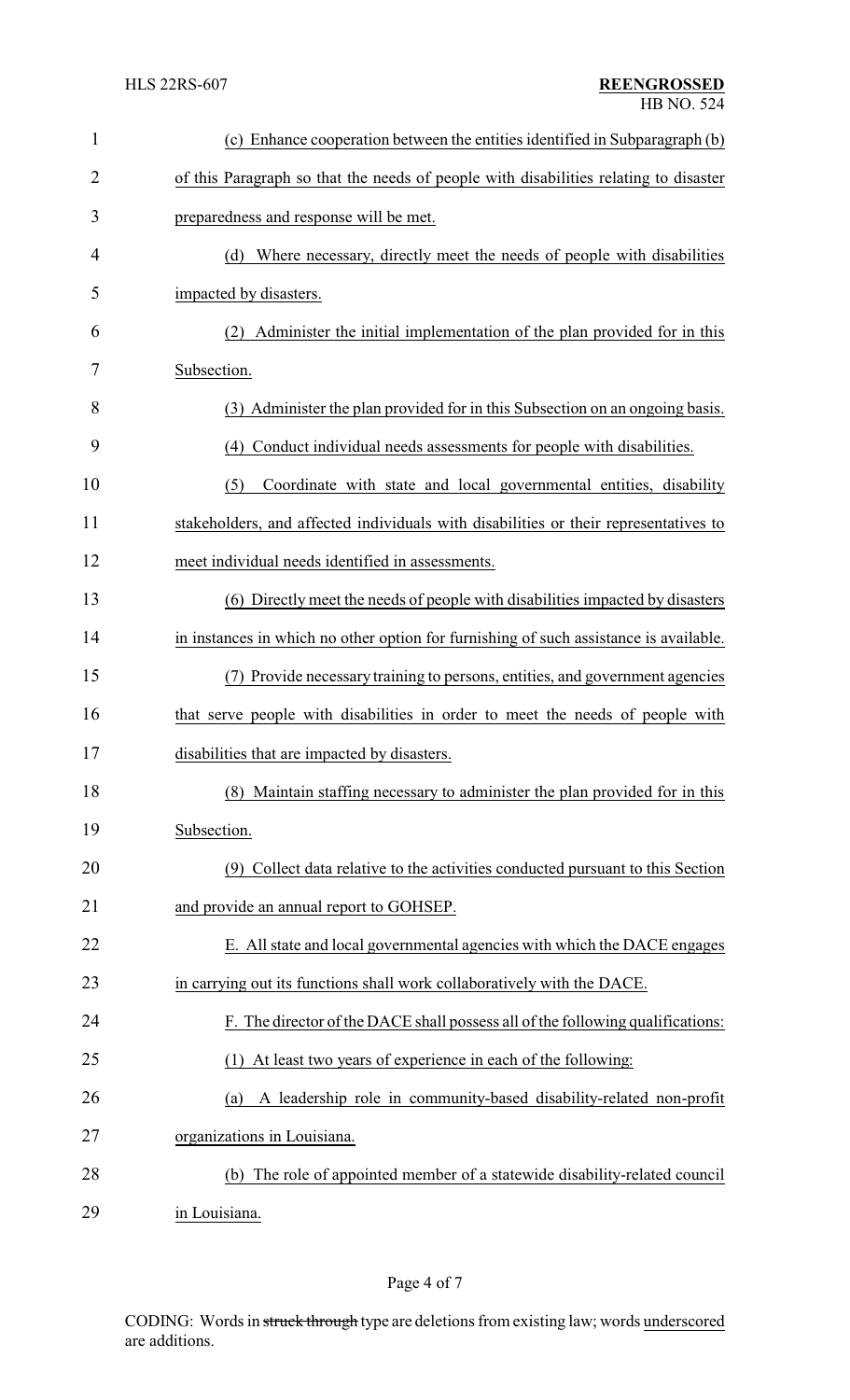(c) Enhance cooperation between the entities identified in Subparagraph (b) of this Paragraph so that the needs of people with disabilities relating to disaster preparedness and response will be met.

(d) Where necessary, directly meet the needs of people with disabilities impacted by disasters.

(2) Administer the initial implementation of the plan provided for in this Subsection.

(3) Administer the plan provided for in this Subsection on an ongoing basis.

(4) Conduct individual needs assessments for people with disabilities.

(5) Coordinate with state and local governmental entities, disability stakeholders, and affected individuals with disabilities or their representatives to meet individual needs identified in assessments.

(6) Directly meet the needs of people with disabilities impacted by disasters in instances in which no other option for furnishing of such assistance is available.

(7) Provide necessary training to persons, entities, and government agencies that serve people with disabilities in order to meet the needs of people with disabilities that are impacted by disasters.

(8) Maintain staffing necessary to administer the plan provided for in this Subsection.

(9) Collect data relative to the activities conducted pursuant to this Section and provide an annual report to GOHSEP.

E. All state and local governmental agencies with which the DACE engages in carrying out its functions shall work collaboratively with the DACE.

F. The director of the DACE shall possess all of the following qualifications:

(1) At least two years of experience in each of the following:

(a) A leadership role in community-based disability-related non-profit organizations in Louisiana.

(b) The role of appointed member of a statewide disability-related council in Louisiana.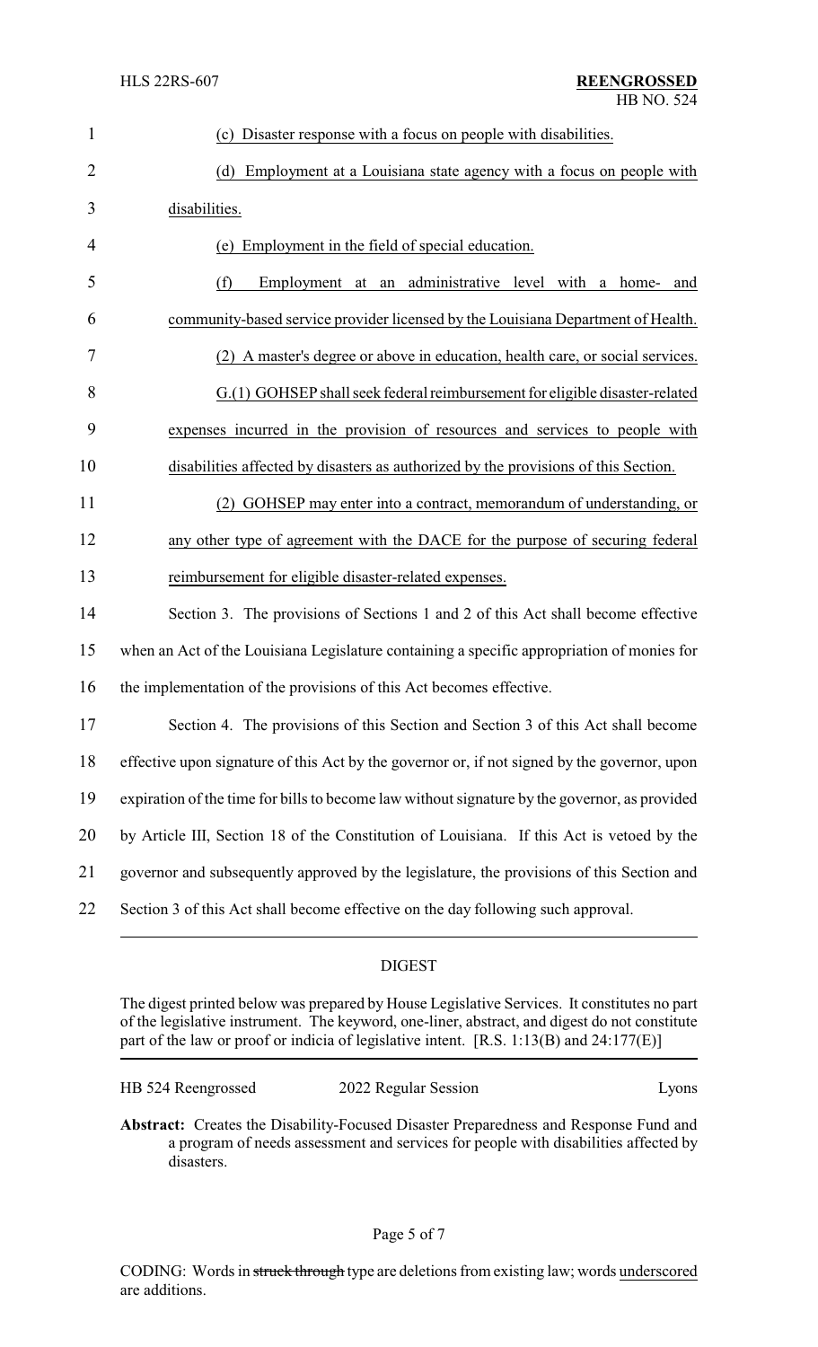(c) Disaster response with a focus on people with disabilities.

(d) Employment at a Louisiana state agency with a focus on people with disabilities.

(e) Employment in the field of special education.

(f) Employment at an administrative level with a home- and community-based service provider licensed by the Louisiana Department of Health.

(2) A master's degree or above in education, health care, or social services.

G.(1) GOHSEP shall seek federal reimbursement for eligible disaster-related expenses incurred in the provision of resources and services to people with disabilities affected by disasters as authorized by the provisions of this Section.

(2) GOHSEP may enter into a contract, memorandum of understanding, or any other type of agreement with the DACE for the purpose of securing federal reimbursement for eligible disaster-related expenses.

Section 3. The provisions of Sections 1 and 2 of this Act shall become effective when an Act of the Louisiana Legislature containing a specific appropriation of monies for the implementation of the provisions of this Act becomes effective.

Section 4. The provisions of this Section and Section 3 of this Act shall become effective upon signature of this Act by the governor or, if not signed by the governor, upon expiration of the time for bills to become law without signature by the governor, as provided by Article III, Section 18 of the Constitution of Louisiana. If this Act is vetoed by the governor and subsequently approved by the legislature, the provisions of this Section and Section 3 of this Act shall become effective on the day following such approval.

## DIGEST

The digest printed below was prepared by House Legislative Services. It constitutes no part of the legislative instrument. The keyword, one-liner, abstract, and digest do not constitute part of the law or proof or indicia of legislative intent. [R.S. 1:13(B) and 24:177(E)]

HB 524 Reengrossed 2022 Regular Session Lyons

**Abstract:** Creates the Disability-Focused Disaster Preparedness and Response Fund and a program of needs assessment and services for people with disabilities affected by disasters.

CODING: Words in ~~struck through~~ type are deletions from existing law; words underscored are additions.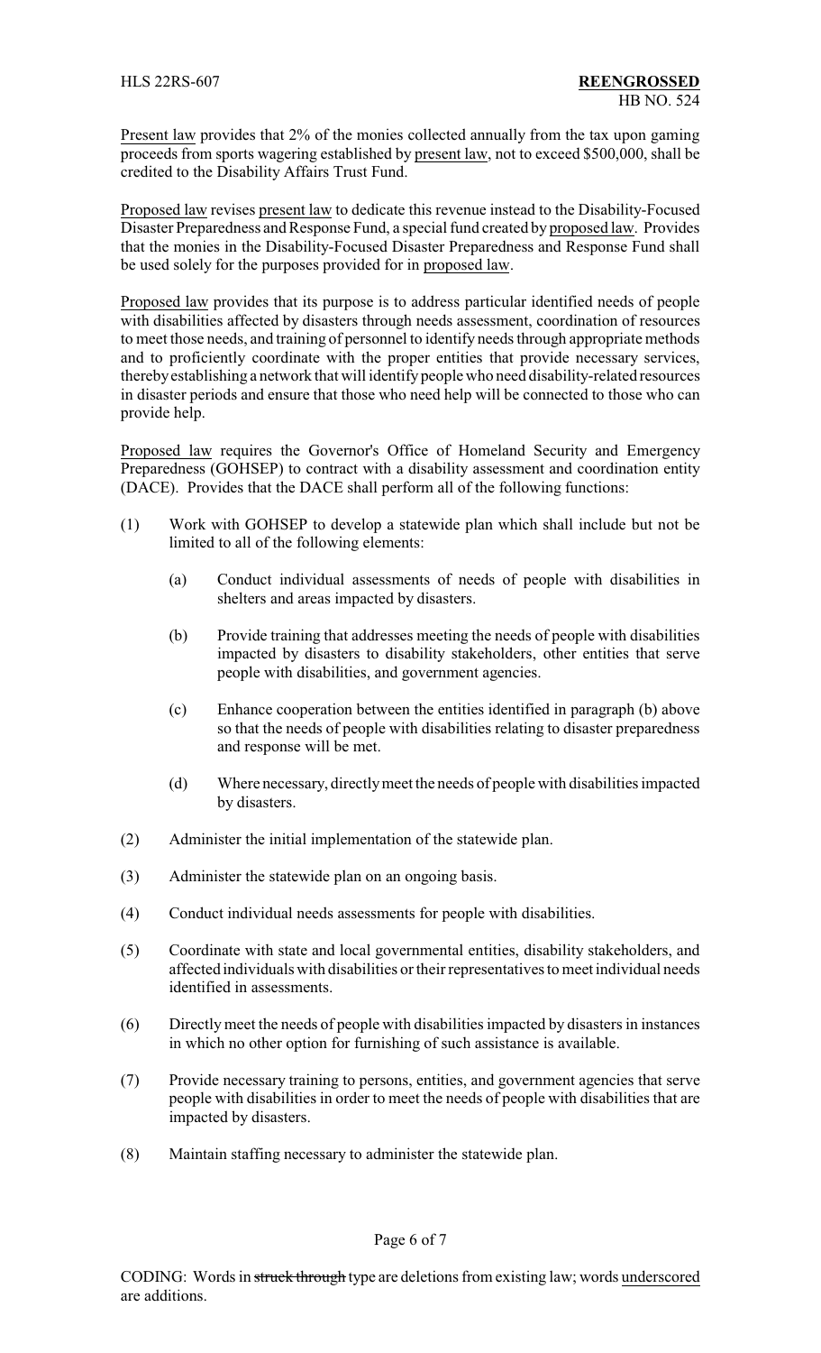Present law provides that 2% of the monies collected annually from the tax upon gaming proceeds from sports wagering established by present law, not to exceed $500,000, shall be credited to the Disability Affairs Trust Fund.

Proposed law revises present law to dedicate this revenue instead to the Disability-Focused Disaster Preparedness and Response Fund, a special fund created by proposed law. Provides that the monies in the Disability-Focused Disaster Preparedness and Response Fund shall be used solely for the purposes provided for in proposed law.

Proposed law provides that its purpose is to address particular identified needs of people with disabilities affected by disasters through needs assessment, coordination of resources to meet those needs, and training of personnel to identify needs through appropriate methods and to proficiently coordinate with the proper entities that provide necessary services, thereby establishing a network that will identify people who need disability-related resources in disaster periods and ensure that those who need help will be connected to those who can provide help.

Proposed law requires the Governor's Office of Homeland Security and Emergency Preparedness (GOHSEP) to contract with a disability assessment and coordination entity (DACE). Provides that the DACE shall perform all of the following functions:

(1) Work with GOHSEP to develop a statewide plan which shall include but not be limited to all of the following elements:

   (a) Conduct individual assessments of needs of people with disabilities in shelters and areas impacted by disasters.

   (b) Provide training that addresses meeting the needs of people with disabilities impacted by disasters to disability stakeholders, other entities that serve people with disabilities, and government agencies.

   (c) Enhance cooperation between the entities identified in paragraph (b) above so that the needs of people with disabilities relating to disaster preparedness and response will be met.

   (d) Where necessary, directly meet the needs of people with disabilities impacted by disasters.

(2) Administer the initial implementation of the statewide plan.

(3) Administer the statewide plan on an ongoing basis.

(4) Conduct individual needs assessments for people with disabilities.

(5) Coordinate with state and local governmental entities, disability stakeholders, and affected individuals with disabilities or their representatives to meet individual needs identified in assessments.

(6) Directly meet the needs of people with disabilities impacted by disasters in instances in which no other option for furnishing of such assistance is available.

(7) Provide necessary training to persons, entities, and government agencies that serve people with disabilities in order to meet the needs of people with disabilities that are impacted by disasters.

(8) Maintain staffing necessary to administer the statewide plan.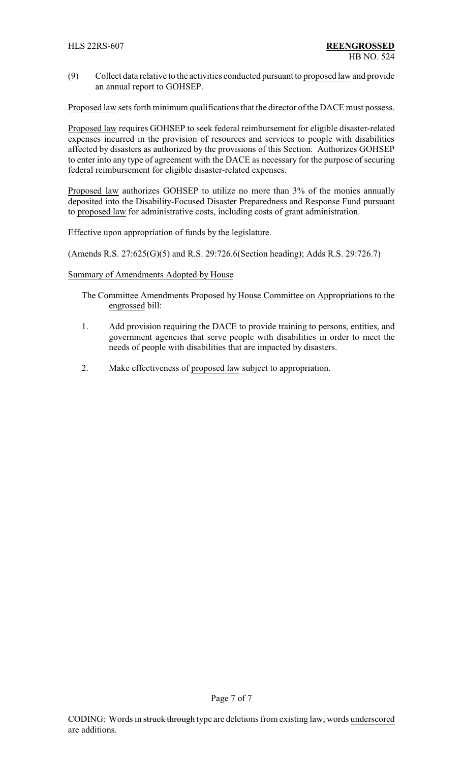(9) Collect data relative to the activities conducted pursuant to proposed law and provide an annual report to GOHSEP.

Proposed law sets forth minimum qualifications that the director of the DACE must possess.

Proposed law requires GOHSEP to seek federal reimbursement for eligible disaster-related expenses incurred in the provision of resources and services to people with disabilities affected by disasters as authorized by the provisions of this Section. Authorizes GOHSEP to enter into any type of agreement with the DACE as necessary for the purpose of securing federal reimbursement for eligible disaster-related expenses.

Proposed law authorizes GOHSEP to utilize no more than 3% of the monies annually deposited into the Disability-Focused Disaster Preparedness and Response Fund pursuant to proposed law for administrative costs, including costs of grant administration.

Effective upon appropriation of funds by the legislature.

(Amends R.S. 27:625(G)(5) and R.S. 29:726.6(Section heading); Adds R.S. 29:726.7)

Summary of Amendments Adopted by House

The Committee Amendments Proposed by House Committee on Appropriations to the engrossed bill:

1. Add provision requiring the DACE to provide training to persons, entities, and government agencies that serve people with disabilities in order to meet the needs of people with disabilities that are impacted by disasters.

2. Make effectiveness of proposed law subject to appropriation.